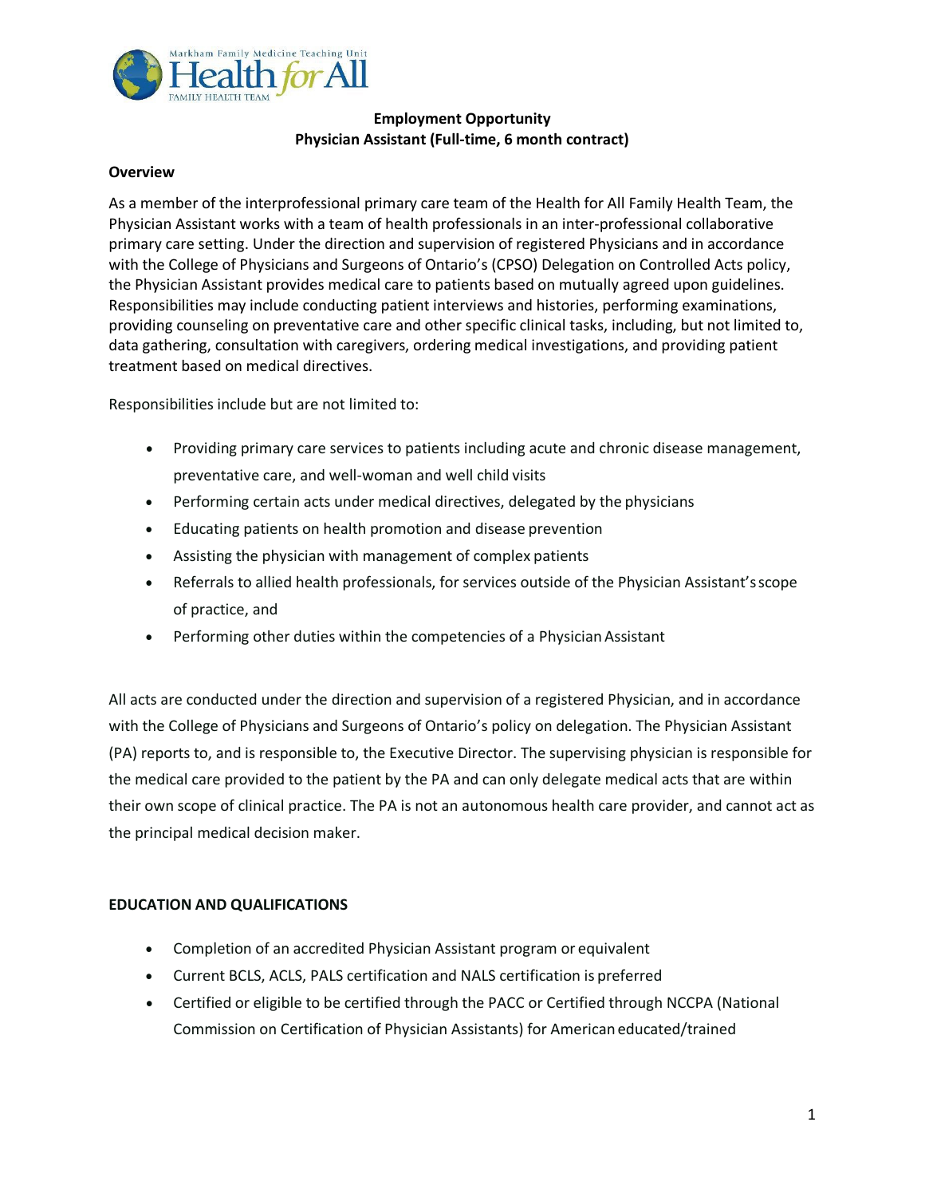# Employment Opportunity
## Physician Assistant (Full-time, 6 month contract)

**Overview**

As a member of the interprofessional primary care team of the Health for All Family Health Team, the Physician Assistant works with a team of health professionals in an inter-professional collaborative primary care setting. Under the direction and supervision of registered Physicians and in accordance with the College of Physicians and Surgeons of Ontario's (CPSO) Delegation on Controlled Acts policy, the Physician Assistant provides medical care to patients based on mutually agreed upon guidelines. Responsibilities may include conducting patient interviews and histories, performing examinations, providing counseling on preventative care and other specific clinical tasks, including, but not limited to, data gathering, consultation with caregivers, ordering medical investigations, and providing patient treatment based on medical directives.

Responsibilities include but are not limited to:

- Providing primary care services to patients including acute and chronic disease management, preventative care, and well-woman and well child visits
- Performing certain acts under medical directives, delegated by the physicians
- Educating patients on health promotion and disease prevention
- Assisting the physician with management of complex patients
- Referrals to allied health professionals, for services outside of the Physician Assistant's scope of practice, and
- Performing other duties within the competencies of a Physician Assistant

All acts are conducted under the direction and supervision of a registered Physician, and in accordance with the College of Physicians and Surgeons of Ontario's policy on delegation. The Physician Assistant (PA) reports to, and is responsible to, the Executive Director. The supervising physician is responsible for the medical care provided to the patient by the PA and can only delegate medical acts that are within their own scope of clinical practice. The PA is not an autonomous health care provider, and cannot act as the principal medical decision maker.

**EDUCATION AND QUALIFICATIONS**

- Completion of an accredited Physician Assistant program or equivalent
- Current BCLS, ACLS, PALS certification and NALS certification is preferred
- Certified or eligible to be certified through the PACC or Certified through NCCPA (National Commission on Certification of Physician Assistants) for American educated/trained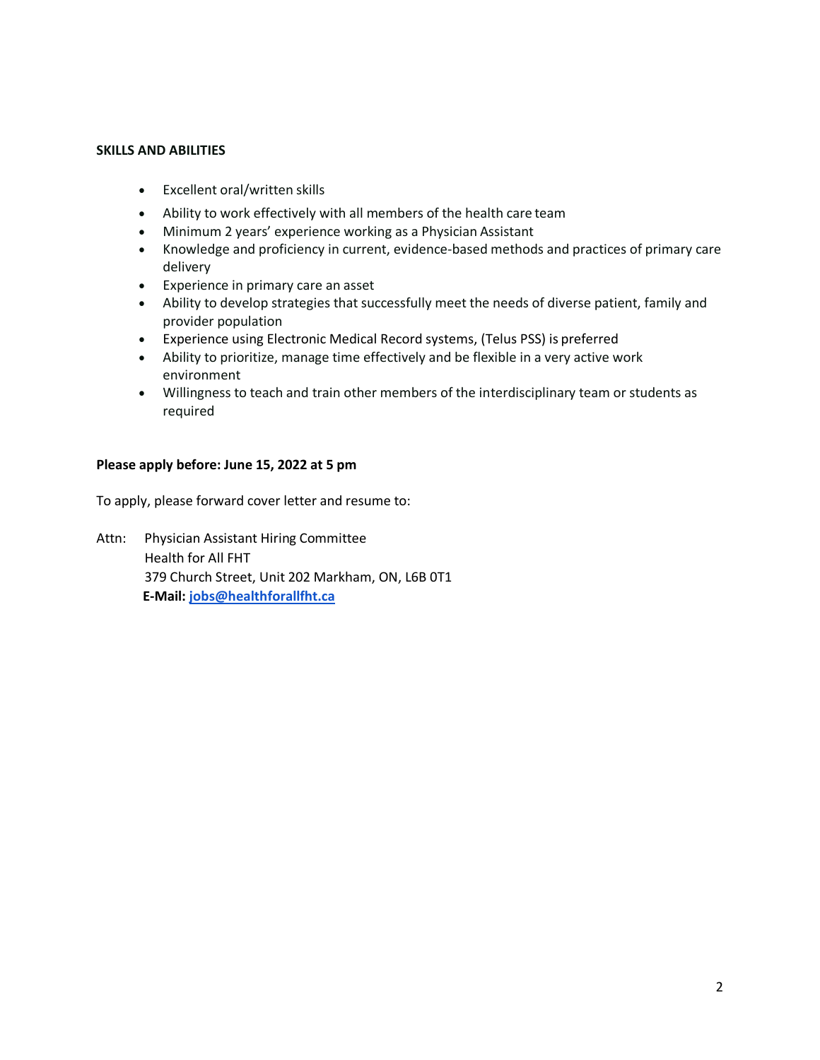**SKILLS AND ABILITIES**

- Excellent oral/written skills
- Ability to work effectively with all members of the health care team
- Minimum 2 years' experience working as a Physician Assistant
- Knowledge and proficiency in current, evidence-based methods and practices of primary care delivery
- Experience in primary care an asset
- Ability to develop strategies that successfully meet the needs of diverse patient, family and provider population
- Experience using Electronic Medical Record systems, (Telus PSS) is preferred
- Ability to prioritize, manage time effectively and be flexible in a very active work environment
- Willingness to teach and train other members of the interdisciplinary team or students as required

**Please apply before: June 15, 2022 at 5 pm**

To apply, please forward cover letter and resume to:

Attn: Physician Assistant Hiring Committee
Health for All FHT
379 Church Street, Unit 202 Markham, ON, L6B 0T1
**E-Mail:** jobs@healthforallfht.ca